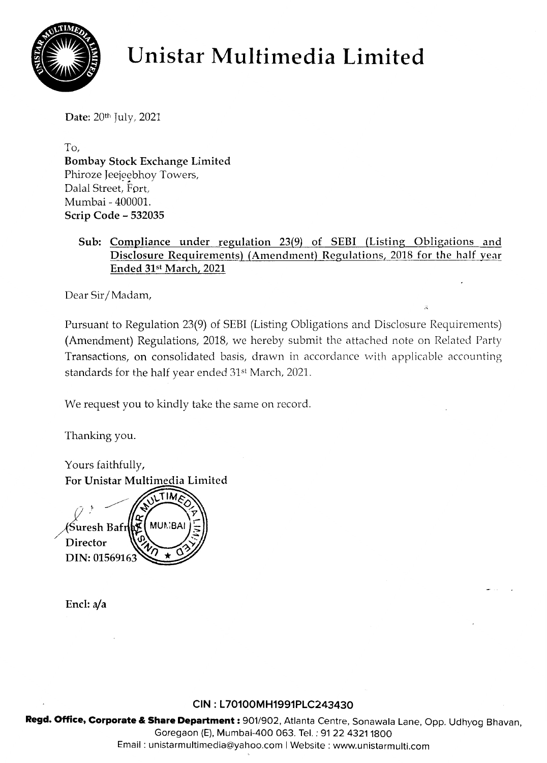# Unistar Multimedia Limited

Date: 20th July, 2021

To,
**Bombay Stock Exchange Limited**
Phiroze Jeejeebhoy Towers,
Dalal Street, Fort,
Mumbai - 400001.
**Scrip Code – 532035**

**Sub: Compliance under regulation 23(9) of SEBI (Listing Obligations and Disclosure Requirements) (Amendment) Regulations, 2018 for the half year Ended 31st March, 2021**

Dear Sir/Madam,

Pursuant to Regulation 23(9) of SEBI (Listing Obligations and Disclosure Requirements) (Amendment) Regulations, 2018, we hereby submit the attached note on Related Party Transactions, on consolidated basis, drawn in accordance with applicable accounting standards for the half year ended 31st March, 2021.

We request you to kindly take the same on record.

Thanking you.

Yours faithfully,
**For Unistar Multimedia Limited**

**(Suresh Bafna)**
**Director**
**DIN: 01569163**

**Encl: a/a**

**CIN : L70100MH1991PLC243430**

**Regd. Office, Corporate & Share Department :** 901/902, Atlanta Centre, Sonawala Lane, Opp. Udhyog Bhavan, Goregaon (E), Mumbai-400 063. Tel. : 91 22 4321 1800
Email : unistarmultimedia@yahoo.com | Website : www.unistarmulti.com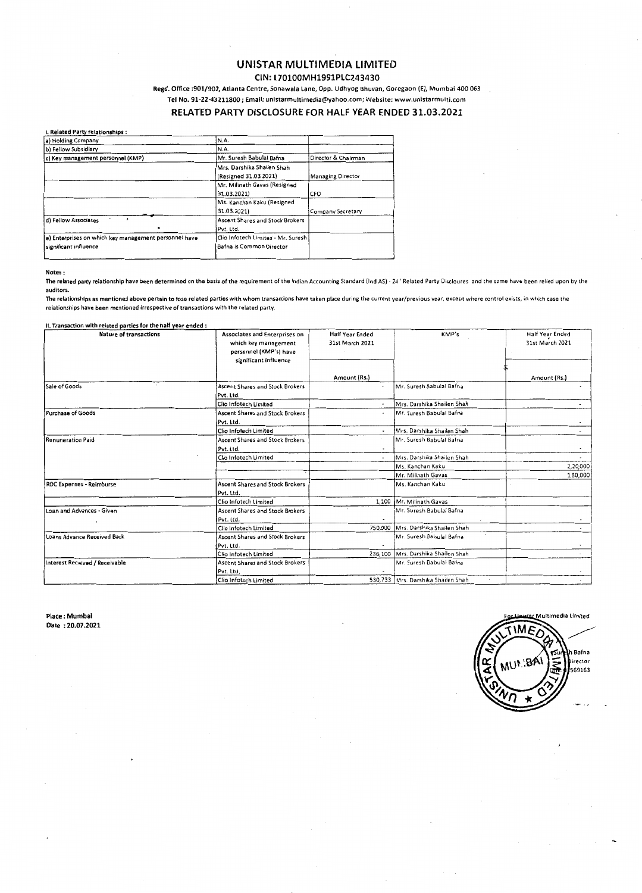# UNISTAR MULTIMEDIA LIMITED

**CIN: L70100MH1991PLC243430**

**Regd. Office :901/902, Atlanta Centre, Sonawala Lane, Opp. Udhyog Bhuvan, Goregaon (E), Mumbai 400 063**

**Tel No. 91-22-43211800 ; Email: unistarmultimedia@yahoo.com; Website: www.unistarmulti.com**

## RELATED PARTY DISCLOSURE FOR HALF YEAR ENDED 31.03.2021

**I. Related Party relationships :**

| | | |
|---|---|---|
| a) Holding Company | N.A. | |
| b) Fellow Subsidiary | N.A. | |
| c) Key management personnel (KMP) | Mr. Suresh Babulal Bafna | Director & Chairman |
| | Mrs. Darshika Shailen Shah (Resigned 31.03.2021) | Managing Director |
| | Mr. Milinath Gavas (Resigned 31.03.2021) | CFO |
| | Ms. Kanchan Kaku (Resigned 31.03.2021) | Company Secretary |
| d) Fellow Associates | Ascent Shares and Stock Brokers Pvt. Ltd. | |
| e) Enterprises on which key management personnel have significant influence | Clio Infotech Limited - Mr. Suresh Bafna is Common Director | |

**Notes :**

The related party relationship have been determined on the basis of the requirement of the Indian Accounting Standard (Ind AS) - 24 ' Related Party Discloures and the same have been relied upon by the auditors.

The relationships as mentioned above pertain to tose related parties with whom transactions have taken place during the current year/previous year, except where control exists, in which case the relationships have been mentioned irrespective of transactions with the related party.

**II. Transaction with related parties for the half year ended :**

| Nature of transactions | Associates and Enterprises on which key management personnel (KMP's) have significant influence | Half Year Ended 31st March 2021 | KMP's | Half Year Ended 31st March 2021 |
|---|---|---|---|---|
| | | Amount (Rs.) | | Amount (Rs.) |
| Sale of Goods | Ascent Shares and Stock Brokers Pvt. Ltd. | - | Mr. Suresh Babulal Bafna | - |
| | Clio Infotech Limited | - | Mrs. Darshika Shailen Shah | - |
| Purchase of Goods | Ascent Shares and Stock Brokers Pvt. Ltd. | - | Mr. Suresh Babulal Bafna | - |
| | Clio Infotech Limited | - | Mrs. Darshika Shailen Shah | - |
| Renuneration Paid | Ascent Shares and Stock Brokers Pvt. Ltd. | - | Mr. Suresh Babulal Bafna | - |
| | Clio Infotech Limited | - | Mrs. Darshika Shailen Shah | - |
| | | | Ms. Kanchan Kaku | 2,20,000 |
| | | | Mr. Milinath Gavas | 1,80,000 |
| ROC Expenses - Reimburse | Ascent Shares and Stock Brokers Pvt. Ltd. | | Ms. Kanchan Kaku | - |
| | Clio Infotech Limited | 1,100 | Mr. Milinath Gavas | |
| Loan and Advances - Given | Ascent Shares and Stock Brokers Pvt. Ltd. | - | Mr. Suresh Babulal Bafna | - |
| | Clio Infotech Limited | 750,000 | Mrs. Darshika Shailen Shah | - |
| Loans Advance Received Back | Ascent Shares and Stock Brokers Pvt. Ltd. | - | Mr. Suresh Babulal Bafna | - |
| | Clio Infotech Limited | 236,100 | Mrs. Darshika Shailen Shah | - |
| Interest Received / Receivable | Ascent Shares and Stock Brokers Pvt. Ltd. | - | Mr. Suresh Babulal Bafna | - |
| | Clio Infotech Limited | 530,733 | Mrs. Darshika Shailen Shah | - |

Place : Mumbai

Date : 20.07.2021

For Unistar Multimedia Limited

Suresh Bafna

Director

DIN: 01569163